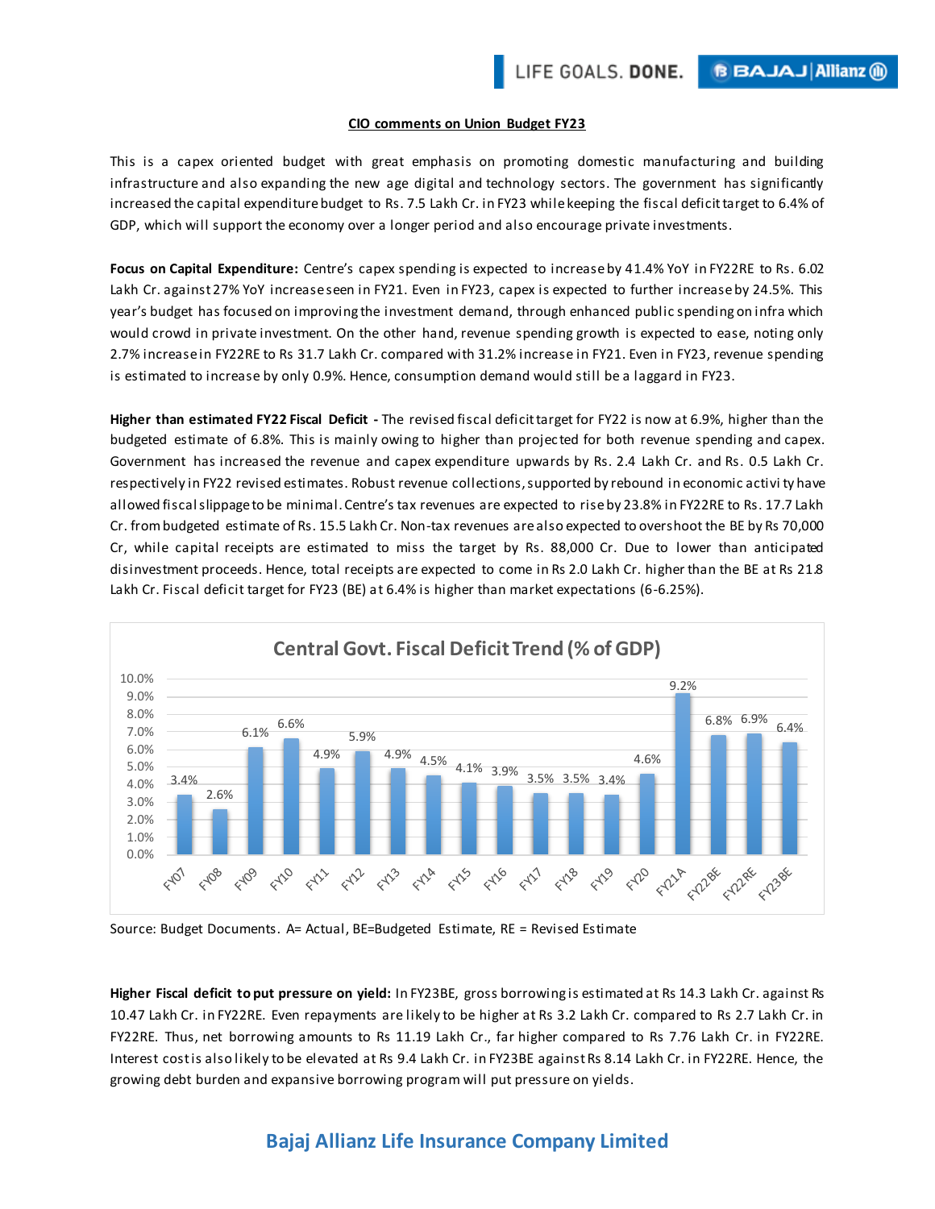## CIO comments on Union Budget FY23

This is a capex oriented budget with great emphasis on promoting domestic manufacturing and building infrastructure and also expanding the new age digital and technology sectors. The government has significantly increased the capital expenditure budget to Rs. 7.5 Lakh Cr. in FY23 while keeping the fiscal deficit target to 6.4% of GDP, which will support the economy over a longer period and also encourage private investments.

**Focus on Capital Expenditure:** Centre's capex spending is expected to increase by 41.4% YoY in FY22RE to Rs. 6.02 Lakh Cr. against 27% YoY increase seen in FY21. Even in FY23, capex is expected to further increase by 24.5%. This year's budget has focused on improving the investment demand, through enhanced public spending on infra which would crowd in private investment. On the other hand, revenue spending growth is expected to ease, noting only 2.7% increase in FY22RE to Rs 31.7 Lakh Cr. compared with 31.2% increase in FY21. Even in FY23, revenue spending is estimated to increase by only 0.9%. Hence, consumption demand would still be a laggard in FY23.

**Higher than estimated FY22 Fiscal Deficit -** The revised fiscal deficit target for FY22 is now at 6.9%, higher than the budgeted estimate of 6.8%. This is mainly owing to higher than projected for both revenue spending and capex. Government has increased the revenue and capex expenditure upwards by Rs. 2.4 Lakh Cr. and Rs. 0.5 Lakh Cr. respectively in FY22 revised estimates. Robust revenue collections, supported by rebound in economic activity have allowed fiscal slippage to be minimal. Centre's tax revenues are expected to rise by 23.8% in FY22RE to Rs. 17.7 Lakh Cr. from budgeted estimate of Rs. 15.5 Lakh Cr. Non-tax revenues are also expected to overshoot the BE by Rs 70,000 Cr, while capital receipts are estimated to miss the target by Rs. 88,000 Cr. Due to lower than anticipated disinvestment proceeds. Hence, total receipts are expected to come in Rs 2.0 Lakh Cr. higher than the BE at Rs 21.8 Lakh Cr. Fiscal deficit target for FY23 (BE) at 6.4% is higher than market expectations (6-6.25%).

**Central Govt. Fiscal Deficit Trend (% of GDP)**

| Year | FY07 | FY08 | FY09 | FY10 | FY11 | FY12 | FY13 | FY14 | FY15 | FY16 | FY17 | FY18 | FY19 | FY20 | FY21A | FY22BE | FY22RE | FY23BE |
|---|---|---|---|---|---|---|---|---|---|---|---|---|---|---|---|---|---|---|
| Fiscal Deficit (% of GDP) | 3.4% | 2.6% | 6.1% | 6.6% | 4.9% | 5.9% | 4.9% | 4.5% | 4.1% | 3.9% | 3.5% | 3.5% | 3.4% | 4.6% | 9.2% | 6.8% | 6.9% | 6.4% |

Source: Budget Documents. A= Actual, BE=Budgeted Estimate, RE = Revised Estimate

**Higher Fiscal deficit to put pressure on yield:** In FY23BE, gross borrowing is estimated at Rs 14.3 Lakh Cr. against Rs 10.47 Lakh Cr. in FY22RE. Even repayments are likely to be higher at Rs 3.2 Lakh Cr. compared to Rs 2.7 Lakh Cr. in FY22RE. Thus, net borrowing amounts to Rs 11.19 Lakh Cr., far higher compared to Rs 7.76 Lakh Cr. in FY22RE. Interest cost is also likely to be elevated at Rs 9.4 Lakh Cr. in FY23BE against Rs 8.14 Lakh Cr. in FY22RE. Hence, the growing debt burden and expansive borrowing program will put pressure on yields.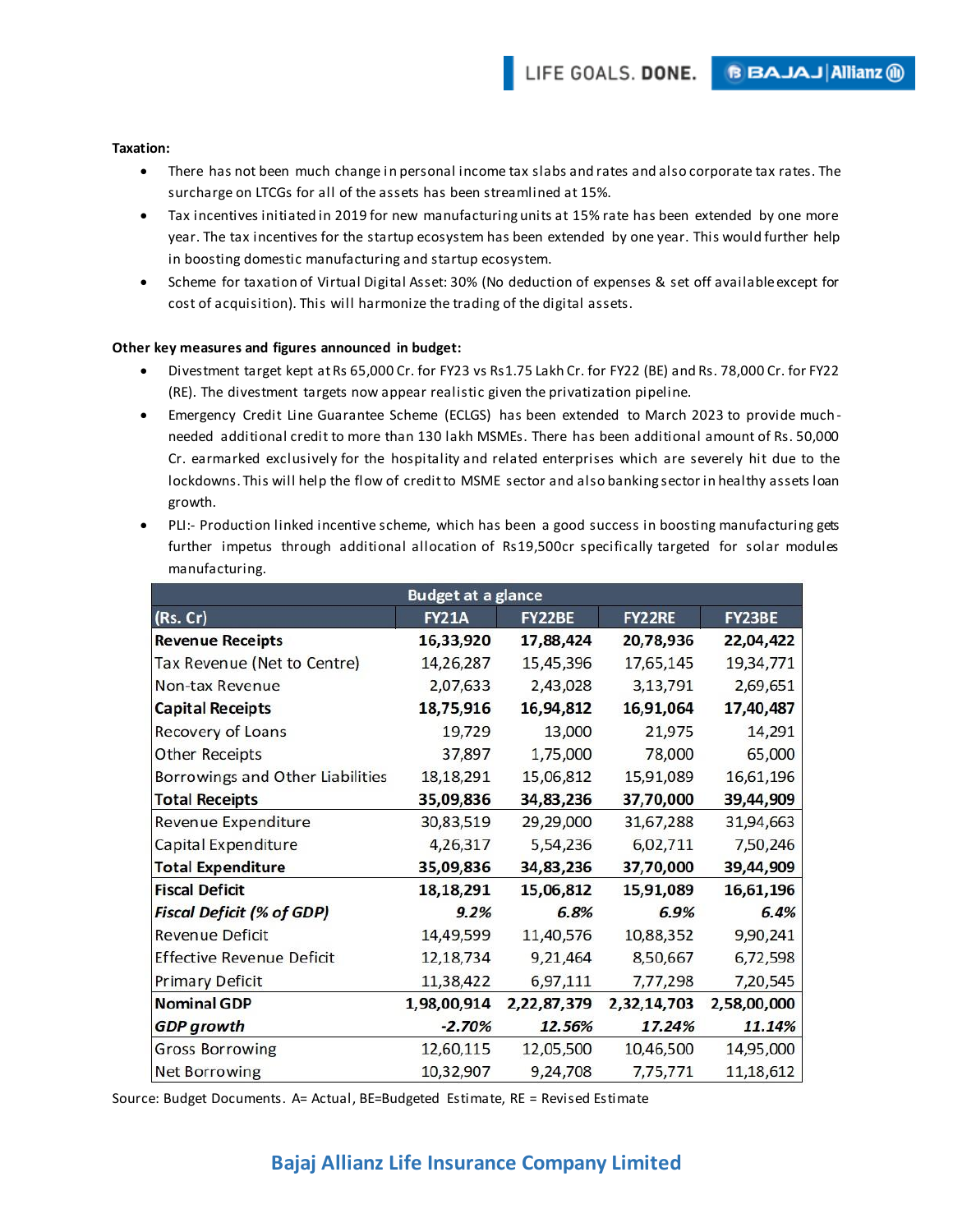**Taxation:**

- There has not been much change in personal income tax slabs and rates and also corporate tax rates. The surcharge on LTCGs for all of the assets has been streamlined at 15%.
- Tax incentives initiated in 2019 for new manufacturing units at 15% rate has been extended by one more year. The tax incentives for the startup ecosystem has been extended by one year. This would further help in boosting domestic manufacturing and startup ecosystem.
- Scheme for taxation of Virtual Digital Asset: 30% (No deduction of expenses & set off available except for cost of acquisition). This will harmonize the trading of the digital assets.

**Other key measures and figures announced in budget:**

- Divestment target kept at Rs 65,000 Cr. for FY23 vs Rs1.75 Lakh Cr. for FY22 (BE) and Rs. 78,000 Cr. for FY22 (RE). The divestment targets now appear realistic given the privatization pipeline.
- Emergency Credit Line Guarantee Scheme (ECLGS) has been extended to March 2023 to provide much-needed additional credit to more than 130 lakh MSMEs. There has been additional amount of Rs. 50,000 Cr. earmarked exclusively for the hospitality and related enterprises which are severely hit due to the lockdowns. This will help the flow of credit to MSME sector and also banking sector in healthy assets loan growth.
- PLI:- Production linked incentive scheme, which has been a good success in boosting manufacturing gets further impetus through additional allocation of Rs19,500cr specifically targeted for solar modules manufacturing.

| Budget at a glance | | | | |
|---|---|---|---|---|
| (Rs. Cr) | FY21A | FY22BE | FY22RE | FY23BE |
| **Revenue Receipts** | **16,33,920** | **17,88,424** | **20,78,936** | **22,04,422** |
| Tax Revenue (Net to Centre) | 14,26,287 | 15,45,396 | 17,65,145 | 19,34,771 |
| Non-tax Revenue | 2,07,633 | 2,43,028 | 3,13,791 | 2,69,651 |
| **Capital Receipts** | **18,75,916** | **16,94,812** | **16,91,064** | **17,40,487** |
| Recovery of Loans | 19,729 | 13,000 | 21,975 | 14,291 |
| Other Receipts | 37,897 | 1,75,000 | 78,000 | 65,000 |
| Borrowings and Other Liabilities | 18,18,291 | 15,06,812 | 15,91,089 | 16,61,196 |
| **Total Receipts** | **35,09,836** | **34,83,236** | **37,70,000** | **39,44,909** |
| Revenue Expenditure | 30,83,519 | 29,29,000 | 31,67,288 | 31,94,663 |
| Capital Expenditure | 4,26,317 | 5,54,236 | 6,02,711 | 7,50,246 |
| **Total Expenditure** | **35,09,836** | **34,83,236** | **37,70,000** | **39,44,909** |
| **Fiscal Deficit** | **18,18,291** | **15,06,812** | **15,91,089** | **16,61,196** |
| ***Fiscal Deficit (% of GDP)*** | ***9.2%*** | ***6.8%*** | ***6.9%*** | ***6.4%*** |
| Revenue Deficit | 14,49,599 | 11,40,576 | 10,88,352 | 9,90,241 |
| Effective Revenue Deficit | 12,18,734 | 9,21,464 | 8,50,667 | 6,72,598 |
| Primary Deficit | 11,38,422 | 6,97,111 | 7,77,298 | 7,20,545 |
| **Nominal GDP** | **1,98,00,914** | **2,22,87,379** | **2,32,14,703** | **2,58,00,000** |
| ***GDP growth*** | ***-2.70%*** | ***12.56%*** | ***17.24%*** | ***11.14%*** |
| Gross Borrowing | 12,60,115 | 12,05,500 | 10,46,500 | 14,95,000 |
| Net Borrowing | 10,32,907 | 9,24,708 | 7,75,771 | 11,18,612 |

Source: Budget Documents. A= Actual, BE=Budgeted Estimate, RE = Revised Estimate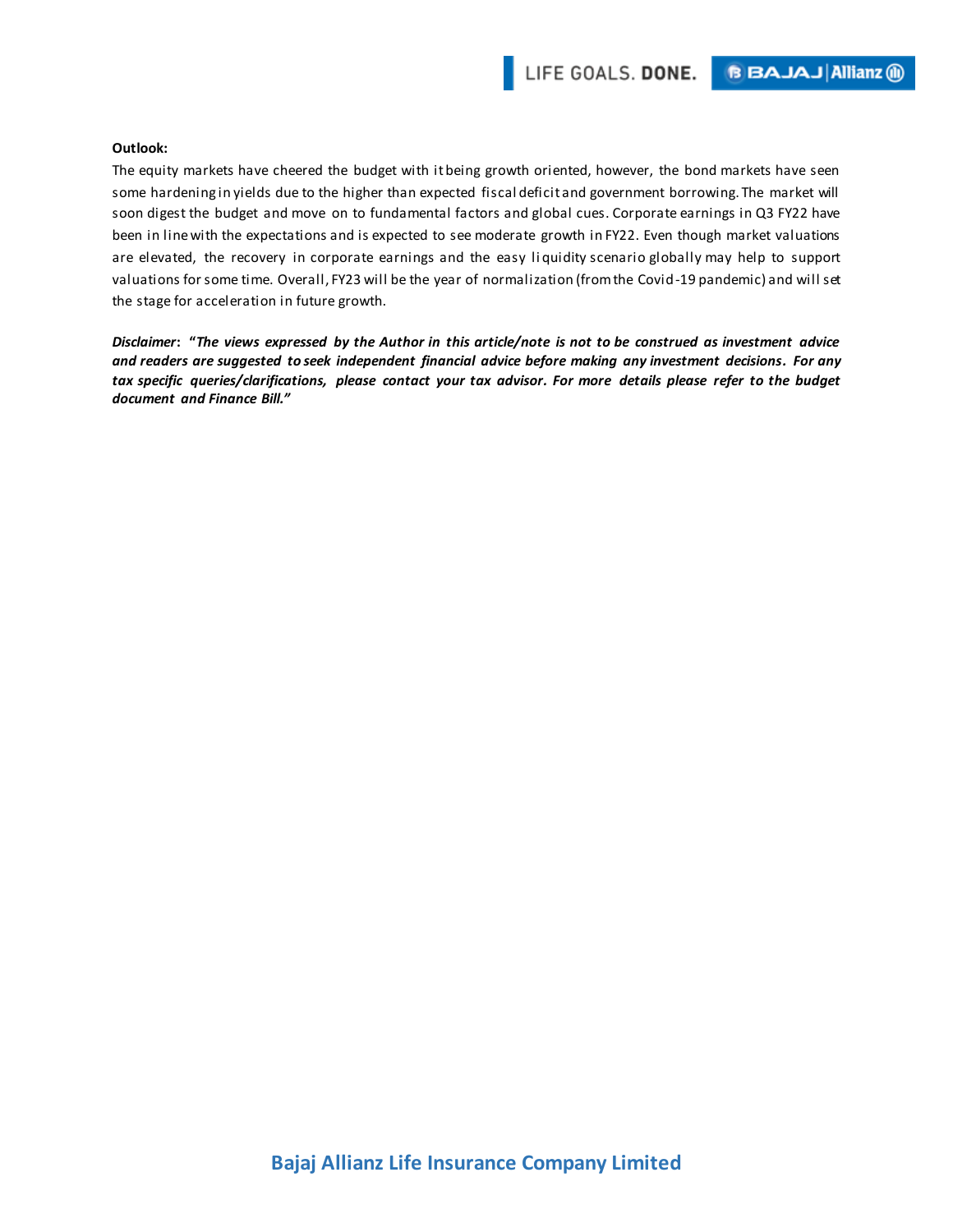**Outlook:**

The equity markets have cheered the budget with it being growth oriented, however, the bond markets have seen some hardening in yields due to the higher than expected fiscal deficit and government borrowing. The market will soon digest the budget and move on to fundamental factors and global cues. Corporate earnings in Q3 FY22 have been in line with the expectations and is expected to see moderate growth in FY22. Even though market valuations are elevated, the recovery in corporate earnings and the easy liquidity scenario globally may help to support valuations for some time. Overall, FY23 will be the year of normalization (from the Covid-19 pandemic) and will set the stage for acceleration in future growth.

***Disclaimer*: "The views expressed by the Author in this article/note is not to be construed as investment advice and readers are suggested to seek independent financial advice before making any investment decisions. For any tax specific queries/clarifications, please contact your tax advisor. For more details please refer to the budget document and Finance Bill."**